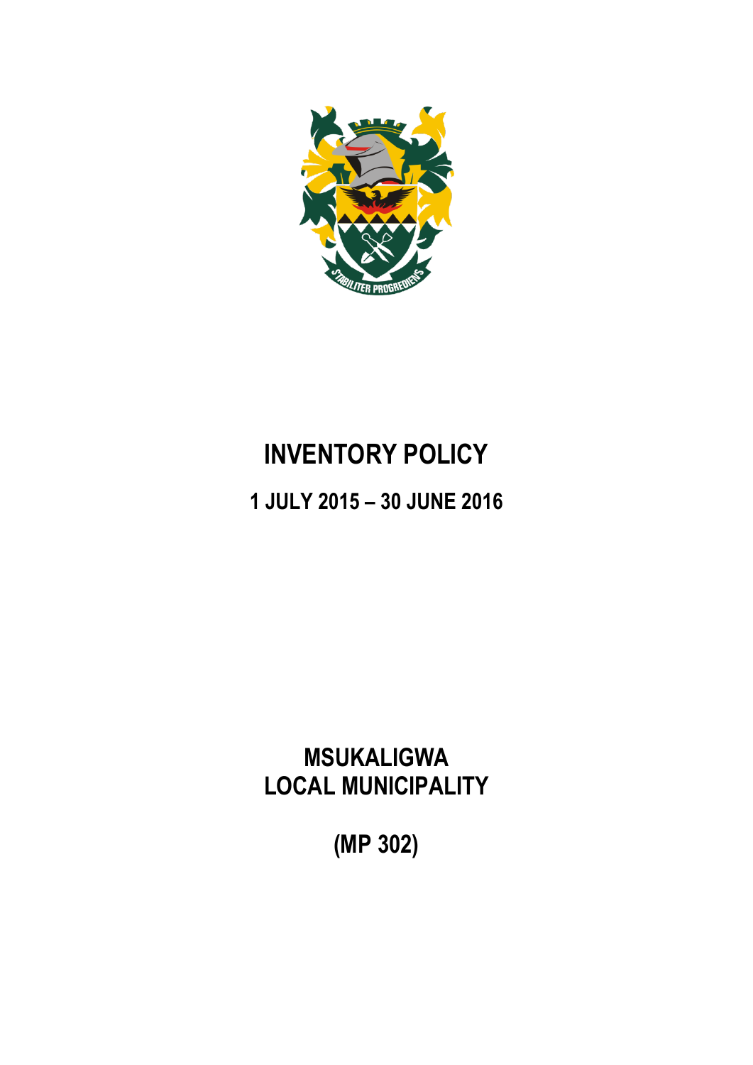# INVENTORY POLICY

## 1 JULY 2015 – 30 JUNE 2016

## MSUKALIGWA LOCAL MUNICIPALITY

## (MP 302)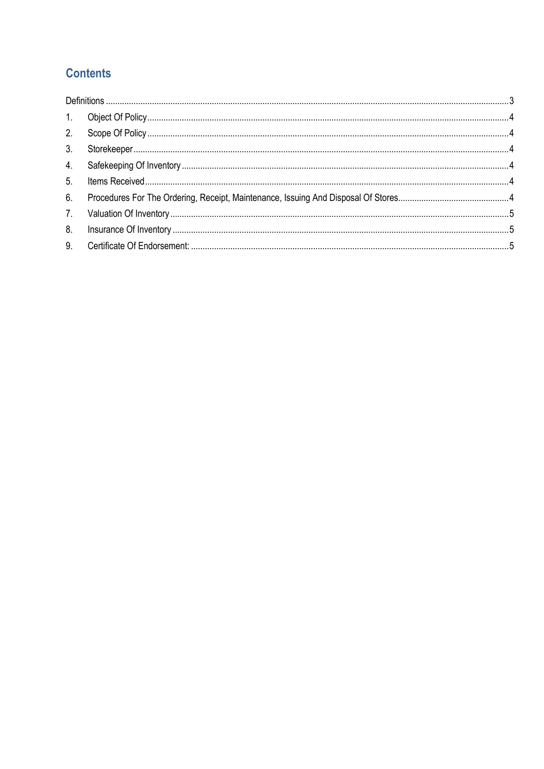## Contents

Definitions ....................................................................................................................................................3

1. Object Of Policy ........................................................................................................................................4
2. Scope Of Policy ........................................................................................................................................4
3. Storekeeper ..............................................................................................................................................4
4. Safekeeping Of Inventory .........................................................................................................................4
5. Items Received .........................................................................................................................................4
6. Procedures For The Ordering, Receipt, Maintenance, Issuing And Disposal Of Stores...............................................4
7. Valuation Of Inventory ...............................................................................................................................5
8. Insurance Of Inventory ..............................................................................................................................5
9. Certificate Of Endorsement: ......................................................................................................................5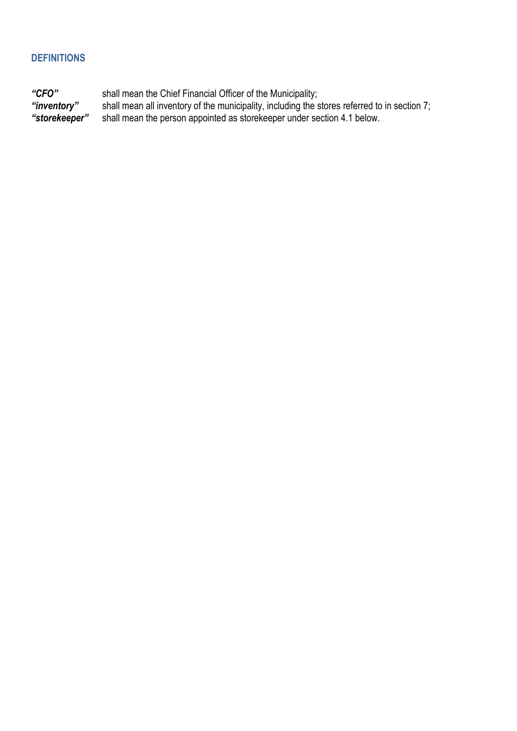## DEFINITIONS

| | |
|---|---|
| ***"CFO"*** | shall mean the Chief Financial Officer of the Municipality; |
| ***"inventory"*** | shall mean all inventory of the municipality, including the stores referred to in section 7; |
| ***"storekeeper"*** | shall mean the person appointed as storekeeper under section 4.1 below. |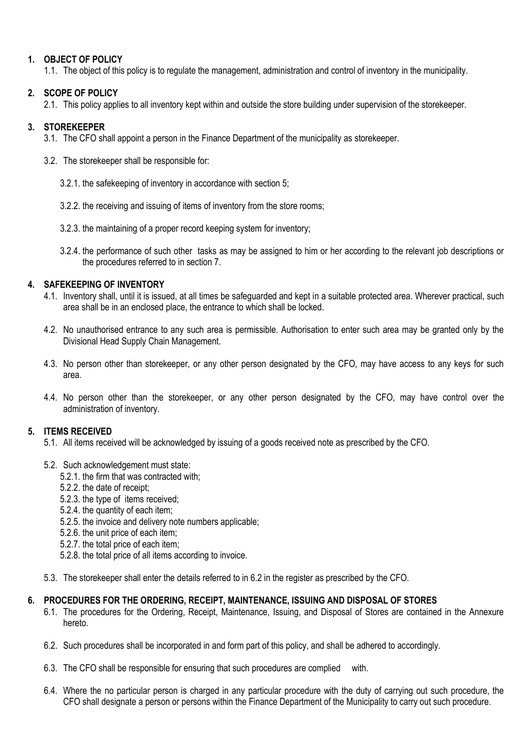## 1. OBJECT OF POLICY

1.1. The object of this policy is to regulate the management, administration and control of inventory in the municipality.

## 2. SCOPE OF POLICY

2.1. This policy applies to all inventory kept within and outside the store building under supervision of the storekeeper.

## 3. STOREKEEPER

3.1. The CFO shall appoint a person in the Finance Department of the municipality as storekeeper.

3.2. The storekeeper shall be responsible for:

3.2.1. the safekeeping of inventory in accordance with section 5;

3.2.2. the receiving and issuing of items of inventory from the store rooms;

3.2.3. the maintaining of a proper record keeping system for inventory;

3.2.4. the performance of such other tasks as may be assigned to him or her according to the relevant job descriptions or the procedures referred to in section 7.

## 4. SAFEKEEPING OF INVENTORY

4.1. Inventory shall, until it is issued, at all times be safeguarded and kept in a suitable protected area. Wherever practical, such area shall be in an enclosed place, the entrance to which shall be locked.

4.2. No unauthorised entrance to any such area is permissible. Authorisation to enter such area may be granted only by the Divisional Head Supply Chain Management.

4.3. No person other than storekeeper, or any other person designated by the CFO, may have access to any keys for such area.

4.4. No person other than the storekeeper, or any other person designated by the CFO, may have control over the administration of inventory.

## 5. ITEMS RECEIVED

5.1. All items received will be acknowledged by issuing of a goods received note as prescribed by the CFO.

5.2. Such acknowledgement must state:

5.2.1. the firm that was contracted with;
5.2.2. the date of receipt;
5.2.3. the type of items received;
5.2.4. the quantity of each item;
5.2.5. the invoice and delivery note numbers applicable;
5.2.6. the unit price of each item;
5.2.7. the total price of each item;
5.2.8. the total price of all items according to invoice.

5.3. The storekeeper shall enter the details referred to in 6.2 in the register as prescribed by the CFO.

## 6. PROCEDURES FOR THE ORDERING, RECEIPT, MAINTENANCE, ISSUING AND DISPOSAL OF STORES

6.1. The procedures for the Ordering, Receipt, Maintenance, Issuing, and Disposal of Stores are contained in the Annexure hereto.

6.2. Such procedures shall be incorporated in and form part of this policy, and shall be adhered to accordingly.

6.3. The CFO shall be responsible for ensuring that such procedures are complied with.

6.4. Where the no particular person is charged in any particular procedure with the duty of carrying out such procedure, the CFO shall designate a person or persons within the Finance Department of the Municipality to carry out such procedure.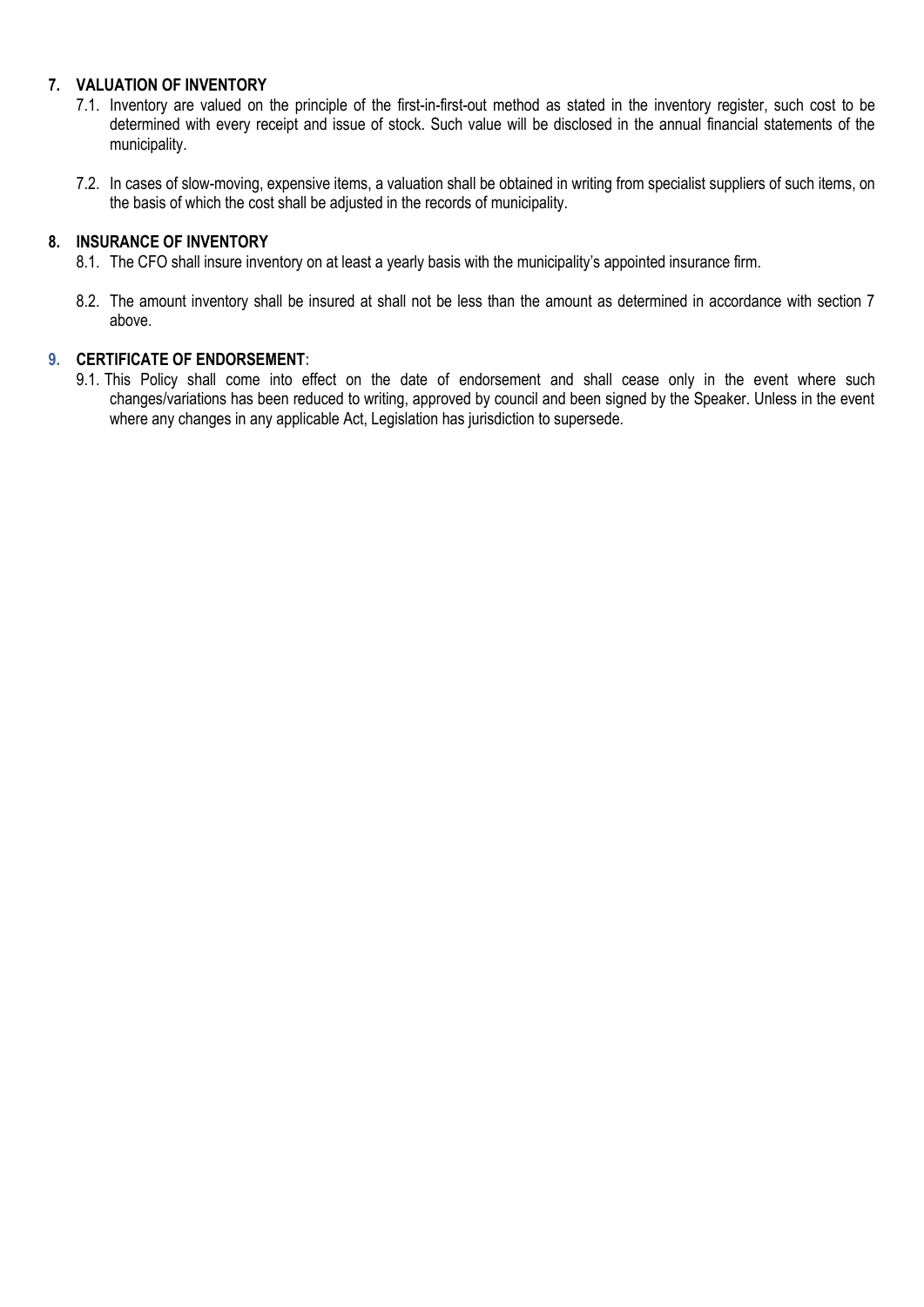## 7. VALUATION OF INVENTORY

7.1. Inventory are valued on the principle of the first-in-first-out method as stated in the inventory register, such cost to be determined with every receipt and issue of stock. Such value will be disclosed in the annual financial statements of the municipality.

7.2. In cases of slow-moving, expensive items, a valuation shall be obtained in writing from specialist suppliers of such items, on the basis of which the cost shall be adjusted in the records of municipality.

## 8. INSURANCE OF INVENTORY

8.1. The CFO shall insure inventory on at least a yearly basis with the municipality's appointed insurance firm.

8.2. The amount inventory shall be insured at shall not be less than the amount as determined in accordance with section 7 above.

## 9. CERTIFICATE OF ENDORSEMENT:

9.1. This Policy shall come into effect on the date of endorsement and shall cease only in the event where such changes/variations has been reduced to writing, approved by council and been signed by the Speaker. Unless in the event where any changes in any applicable Act, Legislation has jurisdiction to supersede.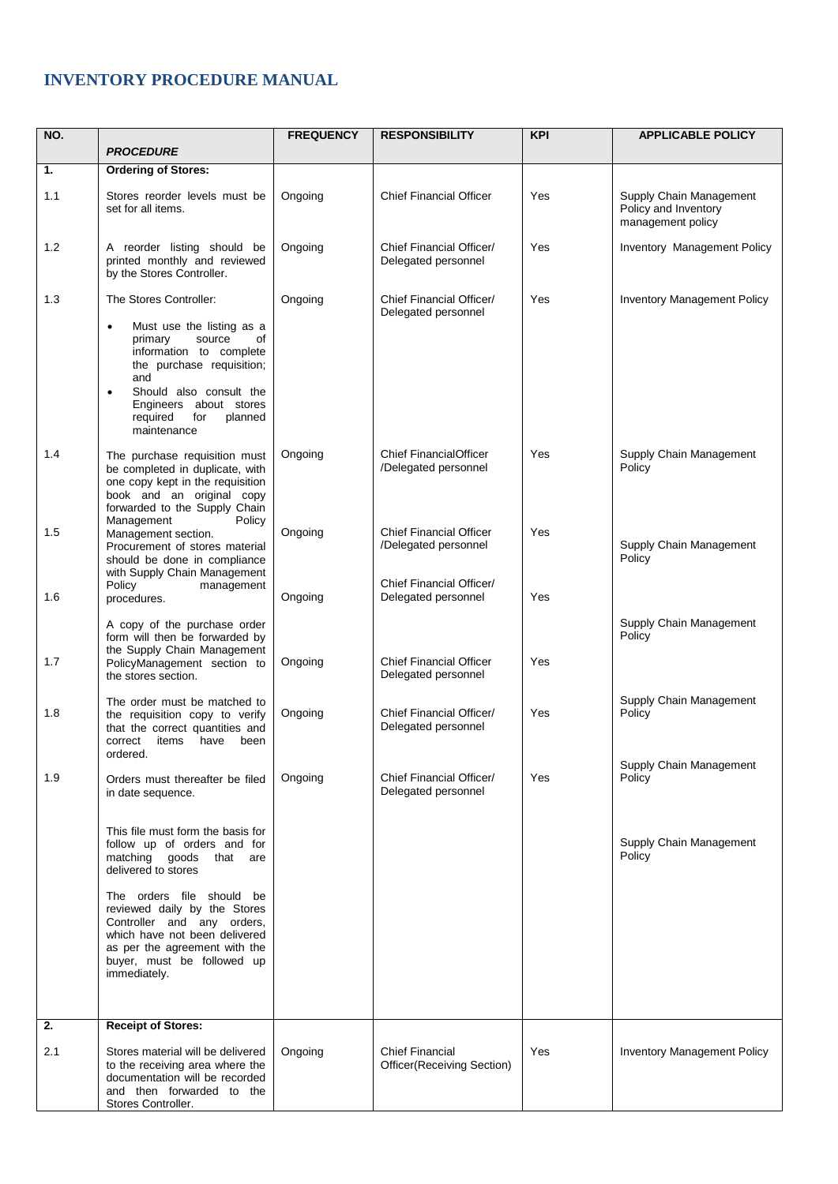# INVENTORY PROCEDURE MANUAL

| NO. | *PROCEDURE* | FREQUENCY | RESPONSIBILITY | KPI | APPLICABLE POLICY |
|---|---|---|---|---|---|
| **1.** | **Ordering of Stores:** | | | | |
| 1.1 | Stores reorder levels must be set for all items. | Ongoing | Chief Financial Officer | Yes | Supply Chain Management Policy and Inventory management policy |
| 1.2 | A reorder listing should be printed monthly and reviewed by the Stores Controller. | Ongoing | Chief Financial Officer/ Delegated personnel | Yes | Inventory Management Policy |
| 1.3 | The Stores Controller: <br>• Must use the listing as a primary source of information to complete the purchase requisition; and <br>• Should also consult the Engineers about stores required for planned maintenance | Ongoing | Chief Financial Officer/ Delegated personnel | Yes | Inventory Management Policy |
| 1.4 | The purchase requisition must be completed in duplicate, with one copy kept in the requisition book and an original copy forwarded to the Supply Chain Management Policy Management section. | Ongoing | Chief FinancialOfficer /Delegated personnel | Yes | Supply Chain Management Policy |
| 1.5 | Procurement of stores material should be done in compliance with Supply Chain Management Policy management procedures. | Ongoing | Chief Financial Officer /Delegated personnel | Yes | Supply Chain Management Policy |
| 1.6 | A copy of the purchase order form will then be forwarded by the Supply Chain Management PolicyManagement section to the stores section. | Ongoing | Chief Financial Officer/ Delegated personnel | Yes | Supply Chain Management Policy |
| 1.7 | The order must be matched to the requisition copy to verify that the correct quantities and correct items have been ordered. | Ongoing | Chief Financial Officer Delegated personnel | Yes | Supply Chain Management Policy |
| 1.8 | Orders must thereafter be filed in date sequence. | Ongoing | Chief Financial Officer/ Delegated personnel | Yes | Supply Chain Management Policy |
| 1.9 | This file must form the basis for follow up of orders and for matching goods that are delivered to stores <br><br>The orders file should be reviewed daily by the Stores Controller and any orders, which have not been delivered as per the agreement with the buyer, must be followed up immediately. | Ongoing | Chief Financial Officer/ Delegated personnel | Yes | Supply Chain Management Policy |
| **2.** | **Receipt of Stores:** | | | | |
| 2.1 | Stores material will be delivered to the receiving area where the documentation will be recorded and then forwarded to the Stores Controller. | Ongoing | Chief Financial Officer(Receiving Section) | Yes | Inventory Management Policy |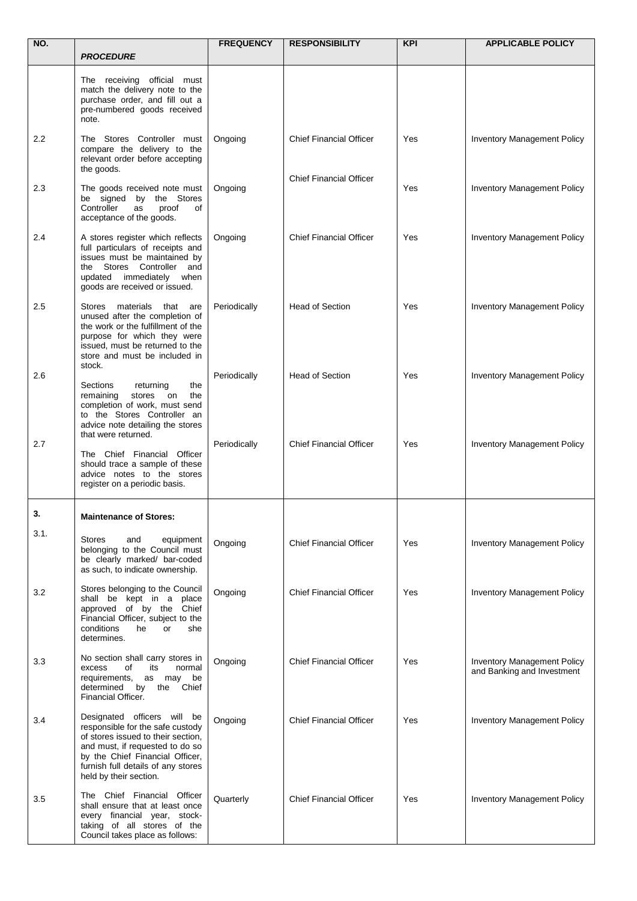| NO. | *PROCEDURE* | FREQUENCY | RESPONSIBILITY | KPI | APPLICABLE POLICY |
|---|---|---|---|---|---|
| | The receiving official must match the delivery note to the purchase order, and fill out a pre-numbered goods received note. | | | | |
| 2.2 | The Stores Controller must compare the delivery to the relevant order before accepting the goods. | Ongoing | Chief Financial Officer | Yes | Inventory Management Policy |
| 2.3 | The goods received note must be signed by the Stores Controller as proof of acceptance of the goods. | Ongoing | Chief Financial Officer | Yes | Inventory Management Policy |
| 2.4 | A stores register which reflects full particulars of receipts and issues must be maintained by the Stores Controller and updated immediately when goods are received or issued. | Ongoing | Chief Financial Officer | Yes | Inventory Management Policy |
| 2.5 | Stores materials that are unused after the completion of the work or the fulfillment of the purpose for which they were issued, must be returned to the store and must be included in stock. | Periodically | Head of Section | Yes | Inventory Management Policy |
| 2.6 | Sections returning the remaining stores on the completion of work, must send to the Stores Controller an advice note detailing the stores that were returned. | Periodically | Head of Section | Yes | Inventory Management Policy |
| 2.7 | The Chief Financial Officer should trace a sample of these advice notes to the stores register on a periodic basis. | Periodically | Chief Financial Officer | Yes | Inventory Management Policy |
| **3.** | **Maintenance of Stores:** | | | | |
| 3.1. | Stores and equipment belonging to the Council must be clearly marked/ bar-coded as such, to indicate ownership. | Ongoing | Chief Financial Officer | Yes | Inventory Management Policy |
| 3.2 | Stores belonging to the Council shall be kept in a place approved of by the Chief Financial Officer, subject to the conditions he or she determines. | Ongoing | Chief Financial Officer | Yes | Inventory Management Policy |
| 3.3 | No section shall carry stores in excess of its normal requirements, as may be determined by the Chief Financial Officer. | Ongoing | Chief Financial Officer | Yes | Inventory Management Policy and Banking and Investment |
| 3.4 | Designated officers will be responsible for the safe custody of stores issued to their section, and must, if requested to do so by the Chief Financial Officer, furnish full details of any stores held by their section. | Ongoing | Chief Financial Officer | Yes | Inventory Management Policy |
| 3.5 | The Chief Financial Officer shall ensure that at least once every financial year, stock-taking of all stores of the Council takes place as follows: | Quarterly | Chief Financial Officer | Yes | Inventory Management Policy |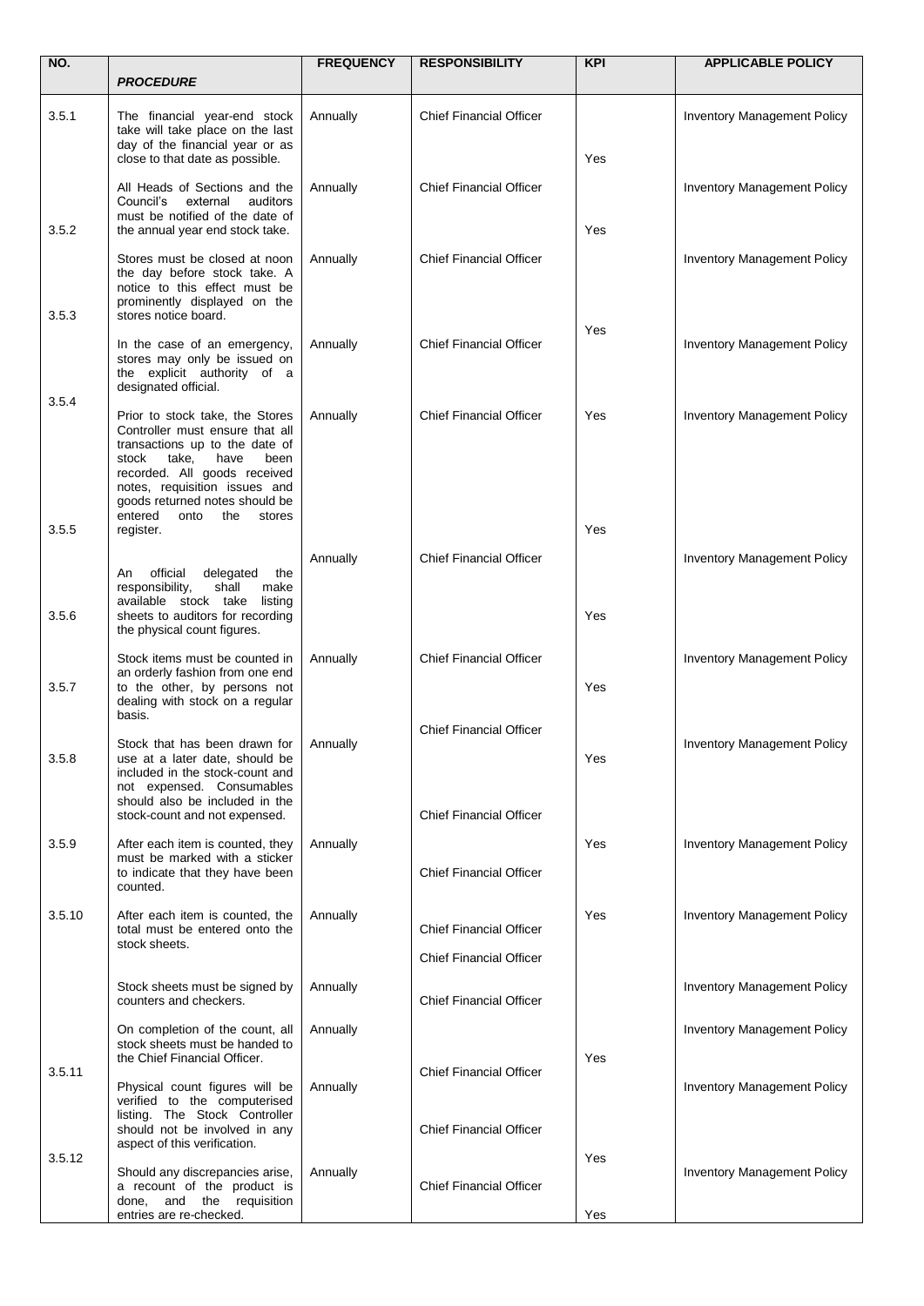| NO. | *PROCEDURE* | FREQUENCY | RESPONSIBILITY | KPI | APPLICABLE POLICY |
|---|---|---|---|---|---|
| 3.5.1 | The financial year-end stock take will take place on the last day of the financial year or as close to that date as possible. | Annually | Chief Financial Officer | Yes | Inventory Management Policy |
| 3.5.2 | All Heads of Sections and the Council's external auditors must be notified of the date of the annual year end stock take. | Annually | Chief Financial Officer | Yes | Inventory Management Policy |
| 3.5.3 | Stores must be closed at noon the day before stock take. A notice to this effect must be prominently displayed on the stores notice board. | Annually | Chief Financial Officer | Yes | Inventory Management Policy |
| 3.5.4 | In the case of an emergency, stores may only be issued on the explicit authority of a designated official. | Annually | Chief Financial Officer | | Inventory Management Policy |
| 3.5.5 | Prior to stock take, the Stores Controller must ensure that all transactions up to the date of stock take, have been recorded. All goods received notes, requisition issues and goods returned notes should be entered onto the stores register. | Annually | Chief Financial Officer | Yes | Inventory Management Policy |
| 3.5.6 | An official delegated the responsibility, shall make available stock take listing sheets to auditors for recording the physical count figures. | Annually | Chief Financial Officer | Yes | Inventory Management Policy |
| 3.5.7 | Stock items must be counted in an orderly fashion from one end to the other, by persons not dealing with stock on a regular basis. | Annually | Chief Financial Officer | Yes | Inventory Management Policy |
| 3.5.8 | Stock that has been drawn for use at a later date, should be included in the stock-count and not expensed. Consumables should also be included in the stock-count and not expensed. | Annually | Chief Financial Officer | Yes | Inventory Management Policy |
| 3.5.9 | After each item is counted, they must be marked with a sticker to indicate that they have been counted. | Annually | Chief Financial Officer | Yes | Inventory Management Policy |
| 3.5.10 | After each item is counted, the total must be entered onto the stock sheets. | Annually | Chief Financial Officer | Yes | Inventory Management Policy |
| | Stock sheets must be signed by counters and checkers. | Annually | Chief Financial Officer | | Inventory Management Policy |
| 3.5.11 | On completion of the count, all stock sheets must be handed to the Chief Financial Officer. | Annually | Chief Financial Officer | Yes | Inventory Management Policy |
| | Physical count figures will be verified to the computerised listing. The Stock Controller should not be involved in any aspect of this verification. | Annually | Chief Financial Officer | | Inventory Management Policy |
| 3.5.12 | Should any discrepancies arise, a recount of the product is done, and the requisition entries are re-checked. | Annually | Chief Financial Officer | Yes | Inventory Management Policy |
| | | | Chief Financial Officer | Yes | |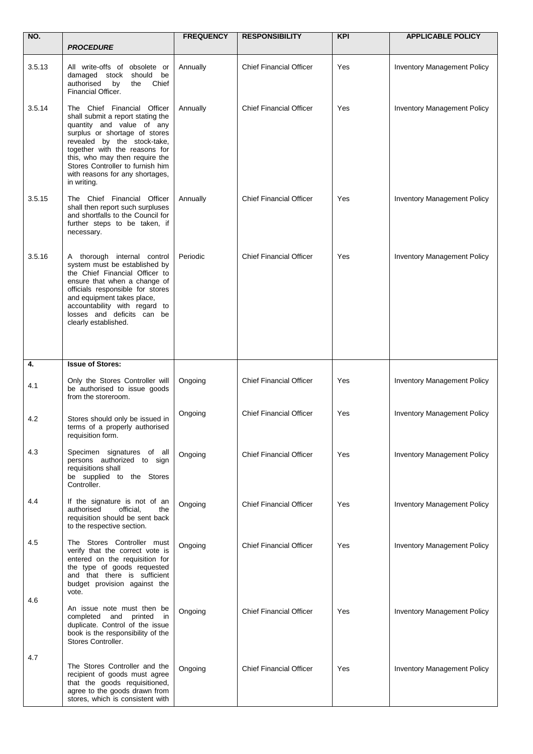| NO. | *PROCEDURE* | FREQUENCY | RESPONSIBILITY | KPI | APPLICABLE POLICY |
|---|---|---|---|---|---|
| 3.5.13 | All write-offs of obsolete or damaged stock should be authorised by the Chief Financial Officer. | Annually | Chief Financial Officer | Yes | Inventory Management Policy |
| 3.5.14 | The Chief Financial Officer shall submit a report stating the quantity and value of any surplus or shortage of stores revealed by the stock-take, together with the reasons for this, who may then require the Stores Controller to furnish him with reasons for any shortages, in writing. | Annually | Chief Financial Officer | Yes | Inventory Management Policy |
| 3.5.15 | The Chief Financial Officer shall then report such surpluses and shortfalls to the Council for further steps to be taken, if necessary. | Annually | Chief Financial Officer | Yes | Inventory Management Policy |
| 3.5.16 | A thorough internal control system must be established by the Chief Financial Officer to ensure that when a change of officials responsible for stores and equipment takes place, accountability with regard to losses and deficits can be clearly established. | Periodic | Chief Financial Officer | Yes | Inventory Management Policy |
| **4.** | **Issue of Stores:** | | | | |
| 4.1 | Only the Stores Controller will be authorised to issue goods from the storeroom. | Ongoing | Chief Financial Officer | Yes | Inventory Management Policy |
| 4.2 | Stores should only be issued in terms of a properly authorised requisition form. | Ongoing | Chief Financial Officer | Yes | Inventory Management Policy |
| 4.3 | Specimen signatures of all persons authorized to sign requisitions shall be supplied to the Stores Controller. | Ongoing | Chief Financial Officer | Yes | Inventory Management Policy |
| 4.4 | If the signature is not of an authorised official, the requisition should be sent back to the respective section. | Ongoing | Chief Financial Officer | Yes | Inventory Management Policy |
| 4.5 | The Stores Controller must verify that the correct vote is entered on the requisition for the type of goods requested and that there is sufficient budget provision against the vote. | Ongoing | Chief Financial Officer | Yes | Inventory Management Policy |
| 4.6 | An issue note must then be completed and printed in duplicate. Control of the issue book is the responsibility of the Stores Controller. | Ongoing | Chief Financial Officer | Yes | Inventory Management Policy |
| 4.7 | The Stores Controller and the recipient of goods must agree that the goods requisitioned, agree to the goods drawn from stores, which is consistent with | Ongoing | Chief Financial Officer | Yes | Inventory Management Policy |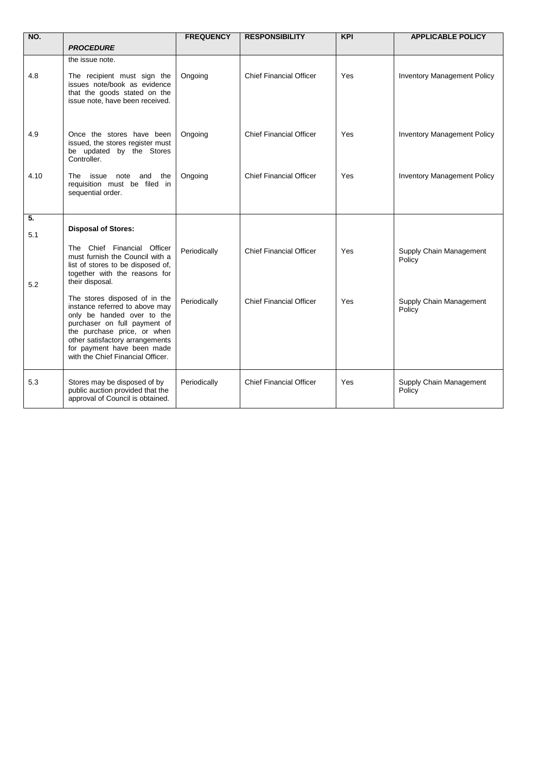| NO. | *PROCEDURE* | FREQUENCY | RESPONSIBILITY | KPI | APPLICABLE POLICY |
|---|---|---|---|---|---|
| | the issue note. | | | | |
| 4.8 | The recipient must sign the issues note/book as evidence that the goods stated on the issue note, have been received. | Ongoing | Chief Financial Officer | Yes | Inventory Management Policy |
| 4.9 | Once the stores have been issued, the stores register must be updated by the Stores Controller. | Ongoing | Chief Financial Officer | Yes | Inventory Management Policy |
| 4.10 | The issue note and the requisition must be filed in sequential order. | Ongoing | Chief Financial Officer | Yes | Inventory Management Policy |
| **5.** | **Disposal of Stores:** | | | | |
| 5.1 | The Chief Financial Officer must furnish the Council with a list of stores to be disposed of, together with the reasons for their disposal. | Periodically | Chief Financial Officer | Yes | Supply Chain Management Policy |
| 5.2 | The stores disposed of in the instance referred to above may only be handed over to the purchaser on full payment of the purchase price, or when other satisfactory arrangements for payment have been made with the Chief Financial Officer. | Periodically | Chief Financial Officer | Yes | Supply Chain Management Policy |
| 5.3 | Stores may be disposed of by public auction provided that the approval of Council is obtained. | Periodically | Chief Financial Officer | Yes | Supply Chain Management Policy |